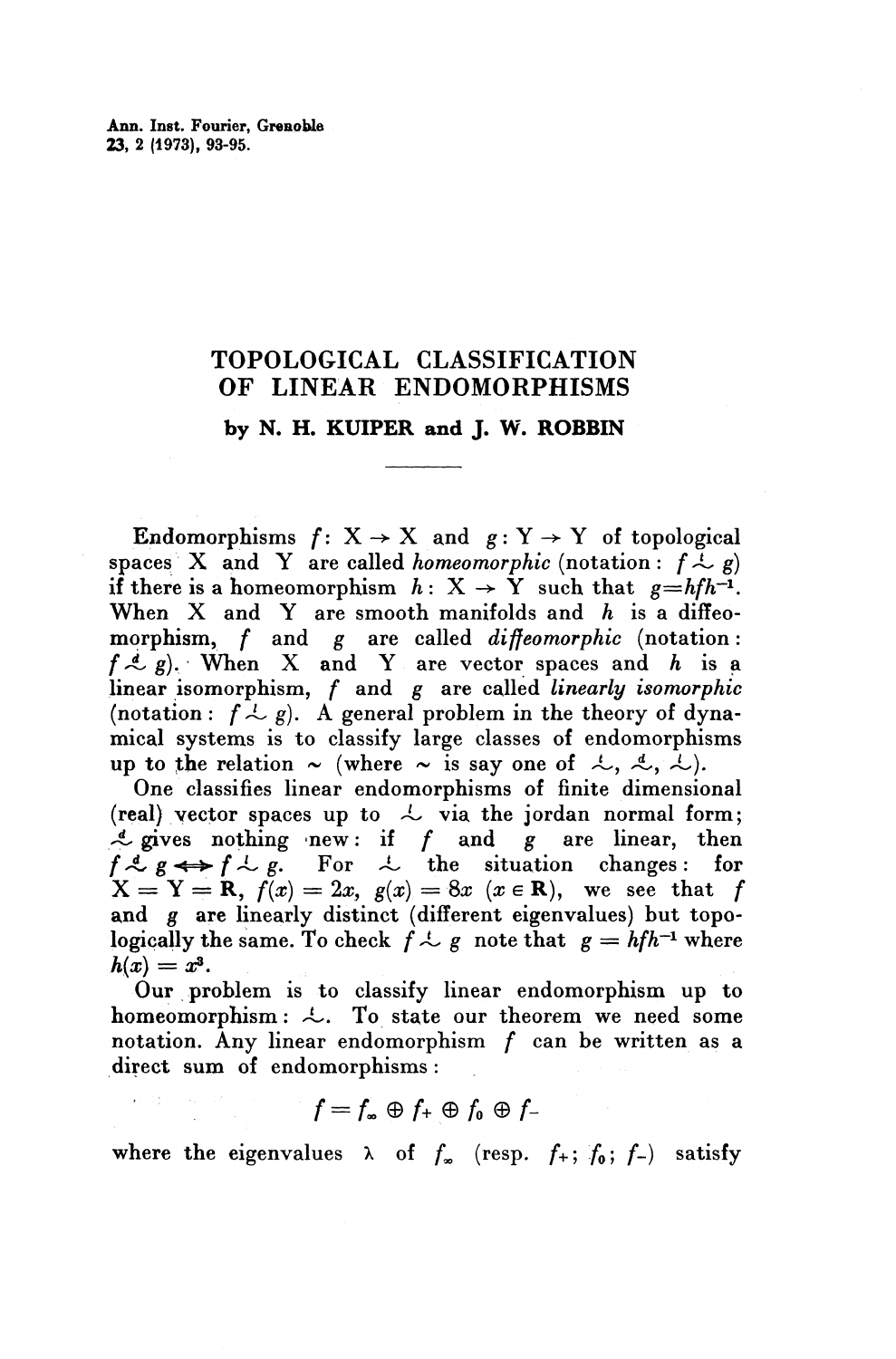# TOPOLOGICAL CLASSIFICATION OF LINEAR ENDOMORPHISMS

**by N. H. KUIPER and J. W. ROBBIN**

Endomorphisms $f: X \to X$ and $g: Y \to Y$ of topological spaces X and Y are called *homeomorphic* (notation: $f \overset{t}{\sim} g$) if there is a homeomorphism $h: X \to Y$ such that $g = hfh^{-1}$. When X and Y are smooth manifolds and $h$ is a diffeomorphism, $f$ and $g$ are called *diffeomorphic* (notation: $f \overset{d}{\sim} g$). When X and Y are vector spaces and $h$ is a linear isomorphism, $f$ and $g$ are called *linearly isomorphic* (notation: $f \overset{l}{\sim} g$). A general problem in the theory of dynamical systems is to classify large classes of endomorphisms up to the relation $\sim$ (where $\sim$ is say one of $\overset{t}{\sim}$, $\overset{d}{\sim}$, $\overset{l}{\sim}$).

One classifies linear endomorphisms of finite dimensional (real) vector spaces up to $\overset{l}{\sim}$ via the jordan normal form; $\overset{d}{\sim}$ gives nothing new: if $f$ and $g$ are linear, then $f \overset{d}{\sim} g \Longleftrightarrow f \overset{l}{\sim} g$. For $\overset{t}{\sim}$ the situation changes: for $X = Y = \mathbf{R}$, $f(x) = 2x$, $g(x) = 8x$ $(x \in \mathbf{R})$, we see that $f$ and $g$ are linearly distinct (different eigenvalues) but topologically the same. To check $f \overset{t}{\sim} g$ note that $g = hfh^{-1}$ where $h(x) = x^3$.

Our problem is to classify linear endomorphism up to homeomorphism: $\overset{t}{\sim}$. To state our theorem we need some notation. Any linear endomorphism $f$ can be written as a direct sum of endomorphisms:

$$f = f_\infty \oplus f_+ \oplus f_0 \oplus f_-$$

where the eigenvalues $\lambda$ of $f_\infty$ (resp. $f_+$; $f_0$; $f_-$) satisfy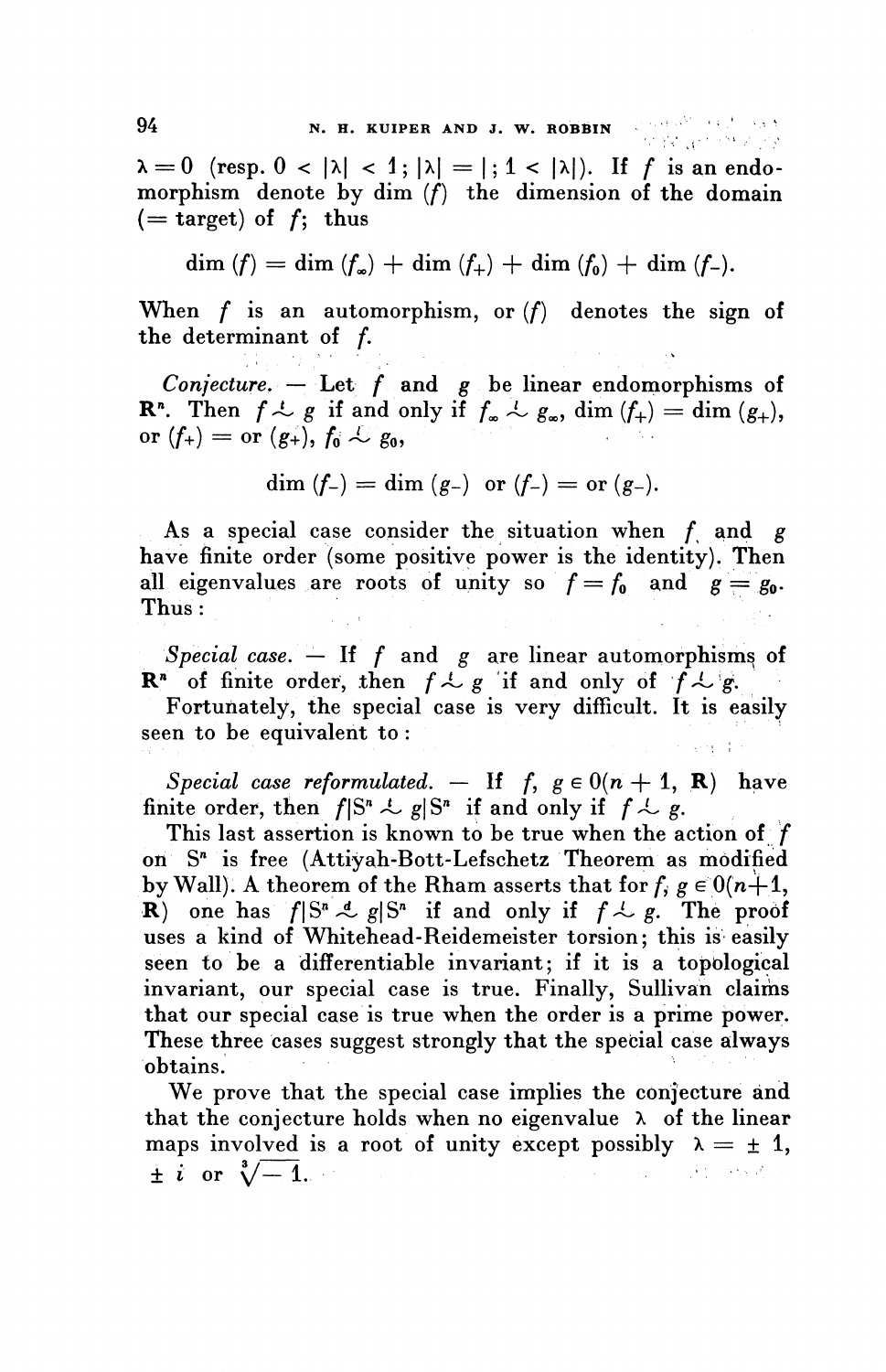$\lambda = 0$ (resp. $0 < |\lambda| < 1$; $|\lambda| = |$; $1 < |\lambda|$). If $f$ is an endomorphism denote by $\dim(f)$ the dimension of the domain (= target) of $f$; thus

$$\dim(f) = \dim(f_\infty) + \dim(f_+) + \dim(f_0) + \dim(f_-).$$

When $f$ is an automorphism, or $(f)$ denotes the sign of the determinant of $f$.

*Conjecture.* — Let $f$ and $g$ be linear endomorphisms of $\mathbf{R}^n$. Then $f \overset{t}{\sim} g$ if and only if $f_\infty \overset{t}{\sim} g_\infty$, $\dim(f_+) = \dim(g_+)$, or $(f_+) =$ or $(g_+)$, $f_0 \overset{t}{\sim} g_0$,

$$\dim(f_-) = \dim(g_-) \text{ or } (f_-) = \text{or } (g_-).$$

As a special case consider the situation when $f$ and $g$ have finite order (some positive power is the identity). Then all eigenvalues are roots of unity so $f = f_0$ and $g = g_0$. Thus:

*Special case.* — If $f$ and $g$ are linear automorphisms of $\mathbf{R}^n$ of finite order, then $f \overset{t}{\sim} g$ if and only of $f \overset{l}{\sim} g$.

Fortunately, the special case is very difficult. It is easily seen to be equivalent to:

*Special case reformulated.* — If $f, g \in 0(n+1, \mathbf{R})$ have finite order, then $f|S^n \overset{t}{\sim} g|S^n$ if and only if $f \overset{l}{\sim} g$.

This last assertion is known to be true when the action of $f$ on $S^n$ is free (Attiyah-Bott-Lefschetz Theorem as modified by Wall). A theorem of the Rham asserts that for $f, g \in 0(n+1, \mathbf{R})$ one has $f|S^n \overset{d}{\sim} g|S^n$ if and only if $f \overset{l}{\sim} g$. The proof uses a kind of Whitehead-Reidemeister torsion; this is easily seen to be a differentiable invariant; if it is a topological invariant, our special case is true. Finally, Sullivan claims that our special case is true when the order is a prime power. These three cases suggest strongly that the special case always obtains.

We prove that the special case implies the conjecture and that the conjecture holds when no eigenvalue $\lambda$ of the linear maps involved is a root of unity except possibly $\lambda = \pm 1$, $\pm i$ or $\sqrt[3]{-1}$.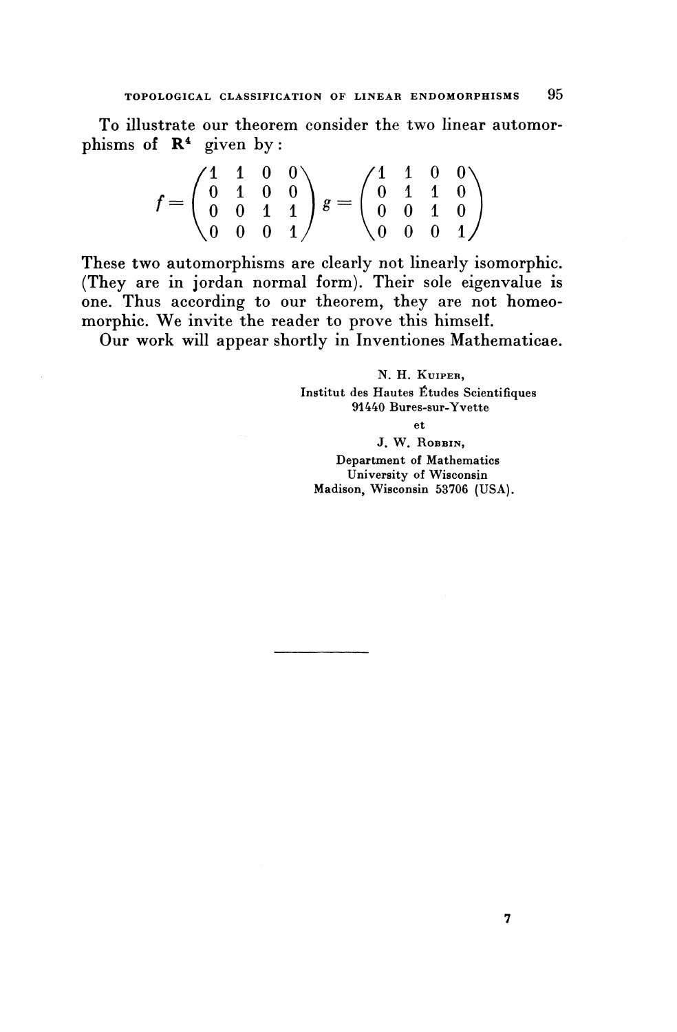To illustrate our theorem consider the two linear automorphisms of $\mathbf{R}^4$ given by:

$$f = \begin{pmatrix} 1 & 1 & 0 & 0 \\ 0 & 1 & 0 & 0 \\ 0 & 0 & 1 & 1 \\ 0 & 0 & 0 & 1 \end{pmatrix} \quad g = \begin{pmatrix} 1 & 1 & 0 & 0 \\ 0 & 1 & 1 & 0 \\ 0 & 0 & 1 & 0 \\ 0 & 0 & 0 & 1 \end{pmatrix}$$

These two automorphisms are clearly not linearly isomorphic. (They are in jordan normal form). Their sole eigenvalue is one. Thus according to our theorem, they are not homeomorphic. We invite the reader to prove this himself.

Our work will appear shortly in Inventiones Mathematicae.

N. H. Kuiper,
Institut des Hautes Études Scientifiques
91440 Bures-sur-Yvette

et

J. W. Robbin,
Department of Mathematics
University of Wisconsin
Madison, Wisconsin 53706 (USA).